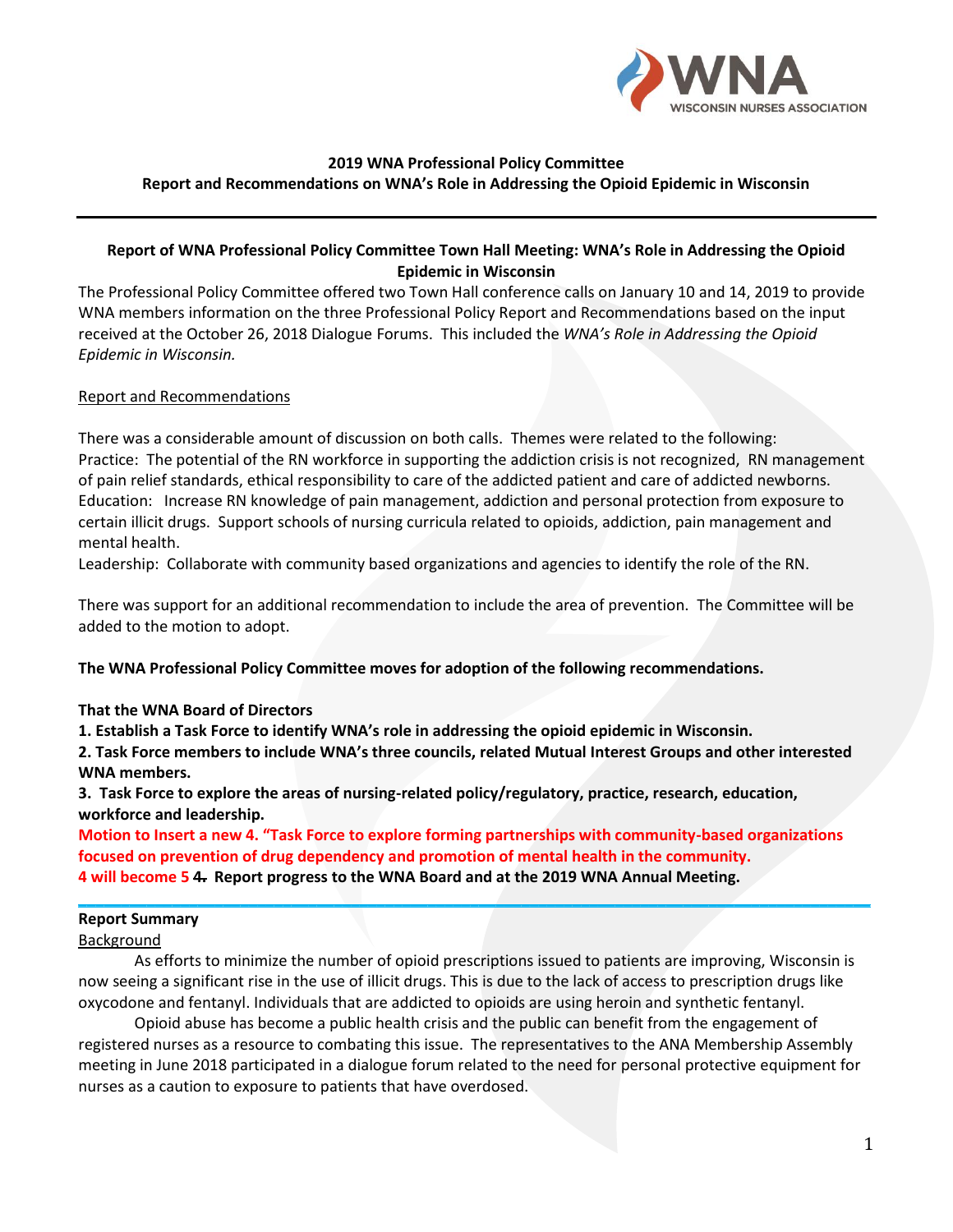**2019 WNA Professional Policy Committee**
**Report and Recommendations on WNA's Role in Addressing the Opioid Epidemic in Wisconsin**

---

## Report of WNA Professional Policy Committee Town Hall Meeting: WNA's Role in Addressing the Opioid Epidemic in Wisconsin

The Professional Policy Committee offered two Town Hall conference calls on January 10 and 14, 2019 to provide WNA members information on the three Professional Policy Report and Recommendations based on the input received at the October 26, 2018 Dialogue Forums. This included the *WNA's Role in Addressing the Opioid Epidemic in Wisconsin.*

Report and Recommendations

There was a considerable amount of discussion on both calls. Themes were related to the following:
Practice: The potential of the RN workforce in supporting the addiction crisis is not recognized, RN management of pain relief standards, ethical responsibility to care of the addicted patient and care of addicted newborns.
Education: Increase RN knowledge of pain management, addiction and personal protection from exposure to certain illicit drugs. Support schools of nursing curricula related to opioids, addiction, pain management and mental health.
Leadership: Collaborate with community based organizations and agencies to identify the role of the RN.

There was support for an additional recommendation to include the area of prevention. The Committee will be added to the motion to adopt.

**The WNA Professional Policy Committee moves for adoption of the following recommendations.**

**That the WNA Board of Directors**
**1. Establish a Task Force to identify WNA's role in addressing the opioid epidemic in Wisconsin.**
**2. Task Force members to include WNA's three councils, related Mutual Interest Groups and other interested WNA members.**
**3. Task Force to explore the areas of nursing-related policy/regulatory, practice, research, education, workforce and leadership.**
**Motion to Insert a new 4. "Task Force to explore forming partnerships with community-based organizations focused on prevention of drug dependency and promotion of mental health in the community.**
**4 will become 5 ~~4.~~ Report progress to the WNA Board and at the 2019 WNA Annual Meeting.**

---

**Report Summary**

Background

As efforts to minimize the number of opioid prescriptions issued to patients are improving, Wisconsin is now seeing a significant rise in the use of illicit drugs. This is due to the lack of access to prescription drugs like oxycodone and fentanyl. Individuals that are addicted to opioids are using heroin and synthetic fentanyl.

Opioid abuse has become a public health crisis and the public can benefit from the engagement of registered nurses as a resource to combating this issue. The representatives to the ANA Membership Assembly meeting in June 2018 participated in a dialogue forum related to the need for personal protective equipment for nurses as a caution to exposure to patients that have overdosed.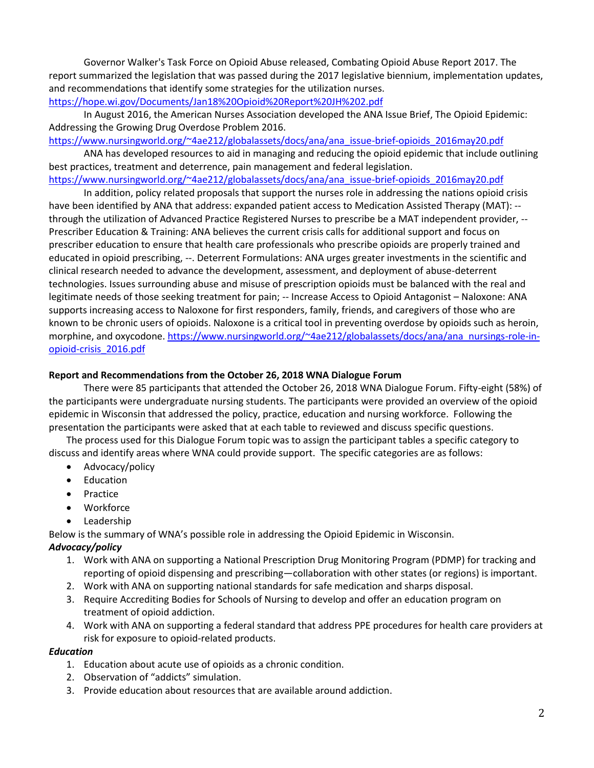Governor Walker's Task Force on Opioid Abuse released, Combating Opioid Abuse Report 2017. The report summarized the legislation that was passed during the 2017 legislative biennium, implementation updates, and recommendations that identify some strategies for the utilization nurses. https://hope.wi.gov/Documents/Jan18%20Opioid%20Report%20JH%202.pdf

In August 2016, the American Nurses Association developed the ANA Issue Brief, The Opioid Epidemic: Addressing the Growing Drug Overdose Problem 2016. https://www.nursingworld.org/~4ae212/globalassets/docs/ana/ana_issue-brief-opioids_2016may20.pdf

ANA has developed resources to aid in managing and reducing the opioid epidemic that include outlining best practices, treatment and deterrence, pain management and federal legislation. https://www.nursingworld.org/~4ae212/globalassets/docs/ana/ana_issue-brief-opioids_2016may20.pdf

In addition, policy related proposals that support the nurses role in addressing the nations opioid crisis have been identified by ANA that address: expanded patient access to Medication Assisted Therapy (MAT): -- through the utilization of Advanced Practice Registered Nurses to prescribe be a MAT independent provider, -- Prescriber Education & Training: ANA believes the current crisis calls for additional support and focus on prescriber education to ensure that health care professionals who prescribe opioids are properly trained and educated in opioid prescribing, --. Deterrent Formulations: ANA urges greater investments in the scientific and clinical research needed to advance the development, assessment, and deployment of abuse-deterrent technologies. Issues surrounding abuse and misuse of prescription opioids must be balanced with the real and legitimate needs of those seeking treatment for pain; -- Increase Access to Opioid Antagonist – Naloxone: ANA supports increasing access to Naloxone for first responders, family, friends, and caregivers of those who are known to be chronic users of opioids. Naloxone is a critical tool in preventing overdose by opioids such as heroin, morphine, and oxycodone. https://www.nursingworld.org/~4ae212/globalassets/docs/ana/ana_nursings-role-in-opioid-crisis_2016.pdf

**Report and Recommendations from the October 26, 2018 WNA Dialogue Forum**

There were 85 participants that attended the October 26, 2018 WNA Dialogue Forum. Fifty-eight (58%) of the participants were undergraduate nursing students. The participants were provided an overview of the opioid epidemic in Wisconsin that addressed the policy, practice, education and nursing workforce. Following the presentation the participants were asked that at each table to reviewed and discuss specific questions.

The process used for this Dialogue Forum topic was to assign the participant tables a specific category to discuss and identify areas where WNA could provide support. The specific categories are as follows:

- Advocacy/policy
- Education
- Practice
- Workforce
- Leadership

Below is the summary of WNA's possible role in addressing the Opioid Epidemic in Wisconsin.

***Advocacy/policy***

1. Work with ANA on supporting a National Prescription Drug Monitoring Program (PDMP) for tracking and reporting of opioid dispensing and prescribing—collaboration with other states (or regions) is important.
2. Work with ANA on supporting national standards for safe medication and sharps disposal.
3. Require Accrediting Bodies for Schools of Nursing to develop and offer an education program on treatment of opioid addiction.
4. Work with ANA on supporting a federal standard that address PPE procedures for health care providers at risk for exposure to opioid-related products.

***Education***

1. Education about acute use of opioids as a chronic condition.
2. Observation of "addicts" simulation.
3. Provide education about resources that are available around addiction.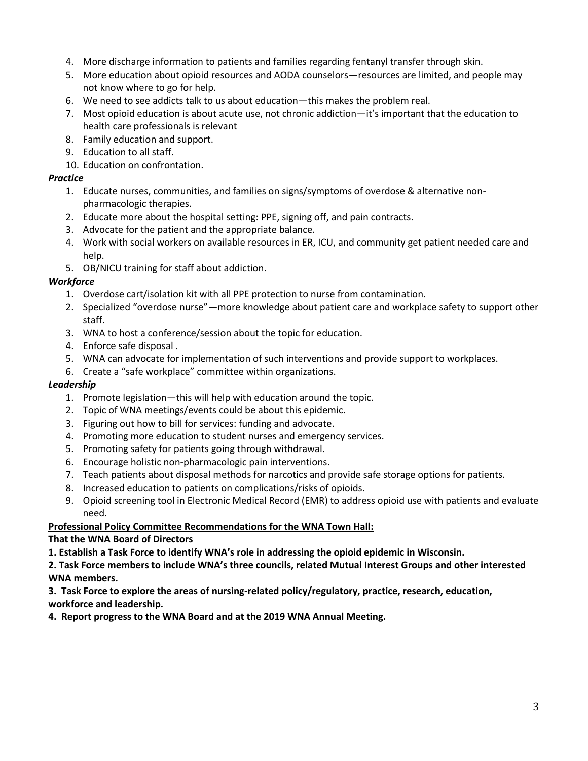4. More discharge information to patients and families regarding fentanyl transfer through skin.
5. More education about opioid resources and AODA counselors—resources are limited, and people may not know where to go for help.
6. We need to see addicts talk to us about education—this makes the problem real.
7. Most opioid education is about acute use, not chronic addiction—it's important that the education to health care professionals is relevant
8. Family education and support.
9. Education to all staff.
10. Education on confrontation.

***Practice***

1. Educate nurses, communities, and families on signs/symptoms of overdose & alternative non-pharmacologic therapies.
2. Educate more about the hospital setting: PPE, signing off, and pain contracts.
3. Advocate for the patient and the appropriate balance.
4. Work with social workers on available resources in ER, ICU, and community get patient needed care and help.
5. OB/NICU training for staff about addiction.

***Workforce***

1. Overdose cart/isolation kit with all PPE protection to nurse from contamination.
2. Specialized "overdose nurse"—more knowledge about patient care and workplace safety to support other staff.
3. WNA to host a conference/session about the topic for education.
4. Enforce safe disposal .
5. WNA can advocate for implementation of such interventions and provide support to workplaces.
6. Create a "safe workplace" committee within organizations.

***Leadership***

1. Promote legislation—this will help with education around the topic.
2. Topic of WNA meetings/events could be about this epidemic.
3. Figuring out how to bill for services: funding and advocate.
4. Promoting more education to student nurses and emergency services.
5. Promoting safety for patients going through withdrawal.
6. Encourage holistic non-pharmacologic pain interventions.
7. Teach patients about disposal methods for narcotics and provide safe storage options for patients.
8. Increased education to patients on complications/risks of opioids.
9. Opioid screening tool in Electronic Medical Record (EMR) to address opioid use with patients and evaluate need.

**Professional Policy Committee Recommendations for the WNA Town Hall:**

**That the WNA Board of Directors**

**1. Establish a Task Force to identify WNA's role in addressing the opioid epidemic in Wisconsin.**

**2. Task Force members to include WNA's three councils, related Mutual Interest Groups and other interested WNA members.**

**3. Task Force to explore the areas of nursing-related policy/regulatory, practice, research, education, workforce and leadership.**

**4. Report progress to the WNA Board and at the 2019 WNA Annual Meeting.**